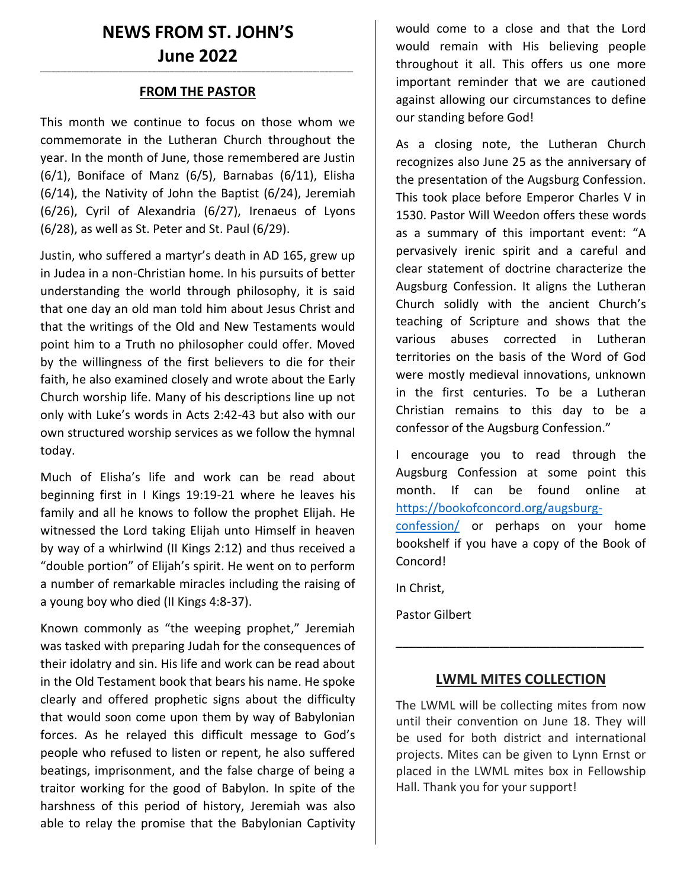# NEWS FROM ST. JOHN'S
# June 2022

## FROM THE PASTOR

This month we continue to focus on those whom we commemorate in the Lutheran Church throughout the year. In the month of June, those remembered are Justin (6/1), Boniface of Manz (6/5), Barnabas (6/11), Elisha (6/14), the Nativity of John the Baptist (6/24), Jeremiah (6/26), Cyril of Alexandria (6/27), Irenaeus of Lyons (6/28), as well as St. Peter and St. Paul (6/29).

Justin, who suffered a martyr's death in AD 165, grew up in Judea in a non-Christian home. In his pursuits of better understanding the world through philosophy, it is said that one day an old man told him about Jesus Christ and that the writings of the Old and New Testaments would point him to a Truth no philosopher could offer. Moved by the willingness of the first believers to die for their faith, he also examined closely and wrote about the Early Church worship life. Many of his descriptions line up not only with Luke's words in Acts 2:42-43 but also with our own structured worship services as we follow the hymnal today.

Much of Elisha's life and work can be read about beginning first in I Kings 19:19-21 where he leaves his family and all he knows to follow the prophet Elijah. He witnessed the Lord taking Elijah unto Himself in heaven by way of a whirlwind (II Kings 2:12) and thus received a "double portion" of Elijah's spirit. He went on to perform a number of remarkable miracles including the raising of a young boy who died (II Kings 4:8-37).

Known commonly as "the weeping prophet," Jeremiah was tasked with preparing Judah for the consequences of their idolatry and sin. His life and work can be read about in the Old Testament book that bears his name. He spoke clearly and offered prophetic signs about the difficulty that would soon come upon them by way of Babylonian forces. As he relayed this difficult message to God's people who refused to listen or repent, he also suffered beatings, imprisonment, and the false charge of being a traitor working for the good of Babylon. In spite of the harshness of this period of history, Jeremiah was also able to relay the promise that the Babylonian Captivity would come to a close and that the Lord would remain with His believing people throughout it all. This offers us one more important reminder that we are cautioned against allowing our circumstances to define our standing before God!

As a closing note, the Lutheran Church recognizes also June 25 as the anniversary of the presentation of the Augsburg Confession. This took place before Emperor Charles V in 1530. Pastor Will Weedon offers these words as a summary of this important event: "A pervasively irenic spirit and a careful and clear statement of doctrine characterize the Augsburg Confession. It aligns the Lutheran Church solidly with the ancient Church's teaching of Scripture and shows that the various abuses corrected in Lutheran territories on the basis of the Word of God were mostly medieval innovations, unknown in the first centuries. To be a Lutheran Christian remains to this day to be a confessor of the Augsburg Confession."

I encourage you to read through the Augsburg Confession at some point this month. If can be found online at https://bookofconcord.org/augsburg-confession/ or perhaps on your home bookshelf if you have a copy of the Book of Concord!

In Christ,

Pastor Gilbert

---

## LWML MITES COLLECTION

The LWML will be collecting mites from now until their convention on June 18. They will be used for both district and international projects. Mites can be given to Lynn Ernst or placed in the LWML mites box in Fellowship Hall. Thank you for your support!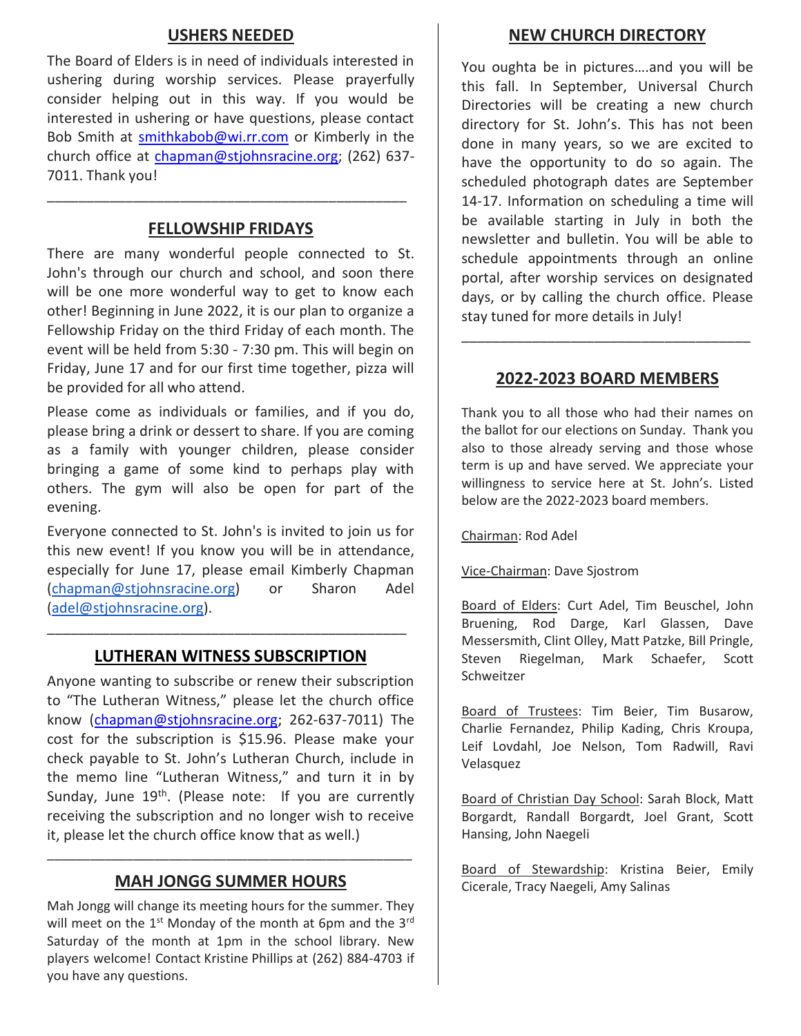## USHERS NEEDED

The Board of Elders is in need of individuals interested in ushering during worship services. Please prayerfully consider helping out in this way. If you would be interested in ushering or have questions, please contact Bob Smith at smithkabob@wi.rr.com or Kimberly in the church office at chapman@stjohnsracine.org; (262) 637-7011. Thank you!

---

## FELLOWSHIP FRIDAYS

There are many wonderful people connected to St. John's through our church and school, and soon there will be one more wonderful way to get to know each other! Beginning in June 2022, it is our plan to organize a Fellowship Friday on the third Friday of each month. The event will be held from 5:30 - 7:30 pm. This will begin on Friday, June 17 and for our first time together, pizza will be provided for all who attend.

Please come as individuals or families, and if you do, please bring a drink or dessert to share. If you are coming as a family with younger children, please consider bringing a game of some kind to perhaps play with others. The gym will also be open for part of the evening.

Everyone connected to St. John's is invited to join us for this new event! If you know you will be in attendance, especially for June 17, please email Kimberly Chapman (chapman@stjohnsracine.org) or Sharon Adel (adel@stjohnsracine.org).

---

## LUTHERAN WITNESS SUBSCRIPTION

Anyone wanting to subscribe or renew their subscription to "The Lutheran Witness," please let the church office know (chapman@stjohnsracine.org; 262-637-7011) The cost for the subscription is $15.96. Please make your check payable to St. John's Lutheran Church, include in the memo line "Lutheran Witness," and turn it in by Sunday, June 19th. (Please note: If you are currently receiving the subscription and no longer wish to receive it, please let the church office know that as well.)

---

## MAH JONGG SUMMER HOURS

Mah Jongg will change its meeting hours for the summer. They will meet on the 1st Monday of the month at 6pm and the 3rd Saturday of the month at 1pm in the school library. New players welcome! Contact Kristine Phillips at (262) 884-4703 if you have any questions.

## NEW CHURCH DIRECTORY

You oughta be in pictures….and you will be this fall. In September, Universal Church Directories will be creating a new church directory for St. John's. This has not been done in many years, so we are excited to have the opportunity to do so again. The scheduled photograph dates are September 14-17. Information on scheduling a time will be available starting in July in both the newsletter and bulletin. You will be able to schedule appointments through an online portal, after worship services on designated days, or by calling the church office. Please stay tuned for more details in July!

---

## 2022-2023 BOARD MEMBERS

Thank you to all those who had their names on the ballot for our elections on Sunday. Thank you also to those already serving and those whose term is up and have served. We appreciate your willingness to service here at St. John's. Listed below are the 2022-2023 board members.

Chairman: Rod Adel

Vice-Chairman: Dave Sjostrom

Board of Elders: Curt Adel, Tim Beuschel, John Bruening, Rod Darge, Karl Glassen, Dave Messersmith, Clint Olley, Matt Patzke, Bill Pringle, Steven Riegelman, Mark Schaefer, Scott Schweitzer

Board of Trustees: Tim Beier, Tim Busarow, Charlie Fernandez, Philip Kading, Chris Kroupa, Leif Lovdahl, Joe Nelson, Tom Radwill, Ravi Velasquez

Board of Christian Day School: Sarah Block, Matt Borgardt, Randall Borgardt, Joel Grant, Scott Hansing, John Naegeli

Board of Stewardship: Kristina Beier, Emily Cicerale, Tracy Naegeli, Amy Salinas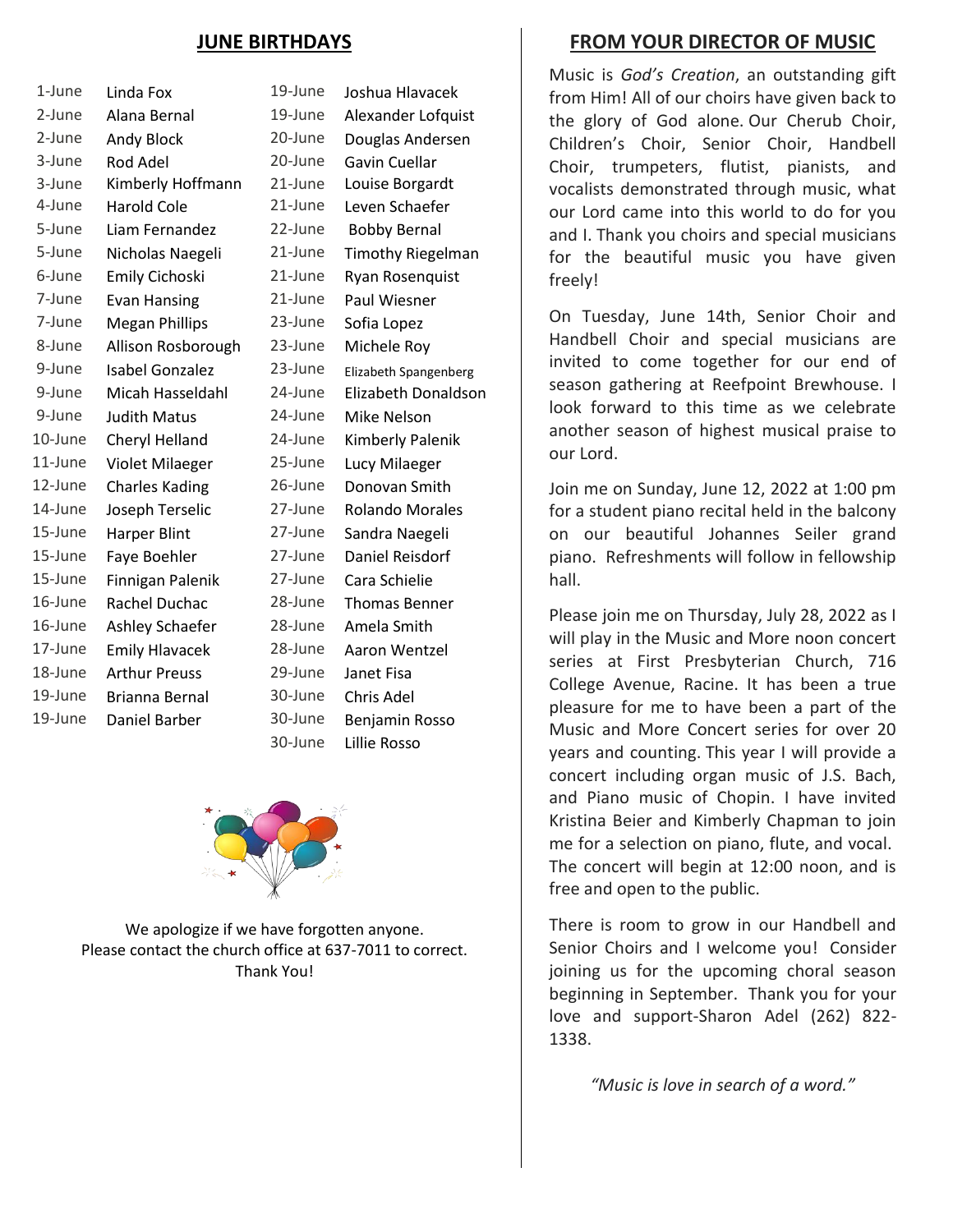## JUNE BIRTHDAYS

| | | | |
|---|---|---|---|
| 1-June | Linda Fox | 19-June | Joshua Hlavacek |
| 2-June | Alana Bernal | 19-June | Alexander Lofquist |
| 2-June | Andy Block | 20-June | Douglas Andersen |
| 3-June | Rod Adel | 20-June | Gavin Cuellar |
| 3-June | Kimberly Hoffmann | 21-June | Louise Borgardt |
| 4-June | Harold Cole | 21-June | Leven Schaefer |
| 5-June | Liam Fernandez | 22-June | Bobby Bernal |
| 5-June | Nicholas Naegeli | 21-June | Timothy Riegelman |
| 6-June | Emily Cichoski | 21-June | Ryan Rosenquist |
| 7-June | Evan Hansing | 21-June | Paul Wiesner |
| 7-June | Megan Phillips | 23-June | Sofia Lopez |
| 8-June | Allison Rosborough | 23-June | Michele Roy |
| 9-June | Isabel Gonzalez | 23-June | Elizabeth Spangenberg |
| 9-June | Micah Hasseldahl | 24-June | Elizabeth Donaldson |
| 9-June | Judith Matus | 24-June | Mike Nelson |
| 10-June | Cheryl Helland | 24-June | Kimberly Palenik |
| 11-June | Violet Milaeger | 25-June | Lucy Milaeger |
| 12-June | Charles Kading | 26-June | Donovan Smith |
| 14-June | Joseph Terselic | 27-June | Rolando Morales |
| 15-June | Harper Blint | 27-June | Sandra Naegeli |
| 15-June | Faye Boehler | 27-June | Daniel Reisdorf |
| 15-June | Finnigan Palenik | 27-June | Cara Schielie |
| 16-June | Rachel Duchac | 28-June | Thomas Benner |
| 16-June | Ashley Schaefer | 28-June | Amela Smith |
| 17-June | Emily Hlavacek | 28-June | Aaron Wentzel |
| 18-June | Arthur Preuss | 29-June | Janet Fisa |
| 19-June | Brianna Bernal | 30-June | Chris Adel |
| 19-June | Daniel Barber | 30-June | Benjamin Rosso |
| | | 30-June | Lillie Rosso |

We apologize if we have forgotten anyone.
Please contact the church office at 637-7011 to correct.
Thank You!

## FROM YOUR DIRECTOR OF MUSIC

Music is *God's Creation*, an outstanding gift from Him! All of our choirs have given back to the glory of God alone. Our Cherub Choir, Children's Choir, Senior Choir, Handbell Choir, trumpeters, flutist, pianists, and vocalists demonstrated through music, what our Lord came into this world to do for you and I. Thank you choirs and special musicians for the beautiful music you have given freely!

On Tuesday, June 14th, Senior Choir and Handbell Choir and special musicians are invited to come together for our end of season gathering at Reefpoint Brewhouse. I look forward to this time as we celebrate another season of highest musical praise to our Lord.

Join me on Sunday, June 12, 2022 at 1:00 pm for a student piano recital held in the balcony on our beautiful Johannes Seiler grand piano. Refreshments will follow in fellowship hall.

Please join me on Thursday, July 28, 2022 as I will play in the Music and More noon concert series at First Presbyterian Church, 716 College Avenue, Racine. It has been a true pleasure for me to have been a part of the Music and More Concert series for over 20 years and counting. This year I will provide a concert including organ music of J.S. Bach, and Piano music of Chopin. I have invited Kristina Beier and Kimberly Chapman to join me for a selection on piano, flute, and vocal. The concert will begin at 12:00 noon, and is free and open to the public.

There is room to grow in our Handbell and Senior Choirs and I welcome you! Consider joining us for the upcoming choral season beginning in September. Thank you for your love and support-Sharon Adel (262) 822-1338.

*"Music is love in search of a word."*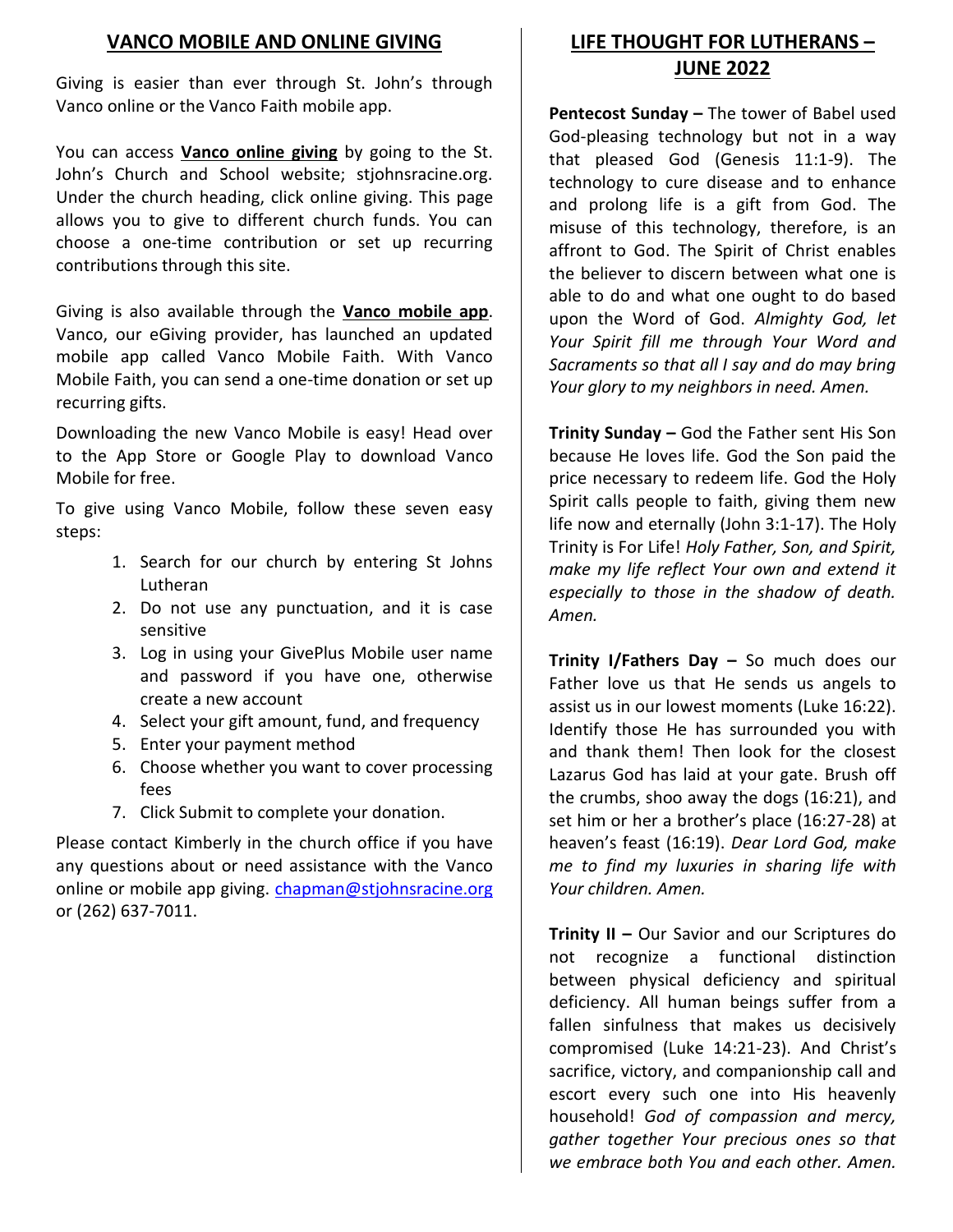## VANCO MOBILE AND ONLINE GIVING

Giving is easier than ever through St. John's through Vanco online or the Vanco Faith mobile app.

You can access **Vanco online giving** by going to the St. John's Church and School website; stjohnsracine.org. Under the church heading, click online giving. This page allows you to give to different church funds. You can choose a one-time contribution or set up recurring contributions through this site.

Giving is also available through the **Vanco mobile app**. Vanco, our eGiving provider, has launched an updated mobile app called Vanco Mobile Faith. With Vanco Mobile Faith, you can send a one-time donation or set up recurring gifts.

Downloading the new Vanco Mobile is easy! Head over to the App Store or Google Play to download Vanco Mobile for free.

To give using Vanco Mobile, follow these seven easy steps:

1. Search for our church by entering St Johns Lutheran
2. Do not use any punctuation, and it is case sensitive
3. Log in using your GivePlus Mobile user name and password if you have one, otherwise create a new account
4. Select your gift amount, fund, and frequency
5. Enter your payment method
6. Choose whether you want to cover processing fees
7. Click Submit to complete your donation.

Please contact Kimberly in the church office if you have any questions about or need assistance with the Vanco online or mobile app giving. chapman@stjohnsracine.org or (262) 637-7011.

## LIFE THOUGHT FOR LUTHERANS – JUNE 2022

**Pentecost Sunday –** The tower of Babel used God-pleasing technology but not in a way that pleased God (Genesis 11:1-9). The technology to cure disease and to enhance and prolong life is a gift from God. The misuse of this technology, therefore, is an affront to God. The Spirit of Christ enables the believer to discern between what one is able to do and what one ought to do based upon the Word of God. *Almighty God, let Your Spirit fill me through Your Word and Sacraments so that all I say and do may bring Your glory to my neighbors in need. Amen.*

**Trinity Sunday –** God the Father sent His Son because He loves life. God the Son paid the price necessary to redeem life. God the Holy Spirit calls people to faith, giving them new life now and eternally (John 3:1-17). The Holy Trinity is For Life! *Holy Father, Son, and Spirit, make my life reflect Your own and extend it especially to those in the shadow of death. Amen.*

**Trinity I/Fathers Day –** So much does our Father love us that He sends us angels to assist us in our lowest moments (Luke 16:22). Identify those He has surrounded you with and thank them! Then look for the closest Lazarus God has laid at your gate. Brush off the crumbs, shoo away the dogs (16:21), and set him or her a brother's place (16:27-28) at heaven's feast (16:19). *Dear Lord God, make me to find my luxuries in sharing life with Your children. Amen.*

**Trinity II –** Our Savior and our Scriptures do not recognize a functional distinction between physical deficiency and spiritual deficiency. All human beings suffer from a fallen sinfulness that makes us decisively compromised (Luke 14:21-23). And Christ's sacrifice, victory, and companionship call and escort every such one into His heavenly household! *God of compassion and mercy, gather together Your precious ones so that we embrace both You and each other. Amen.*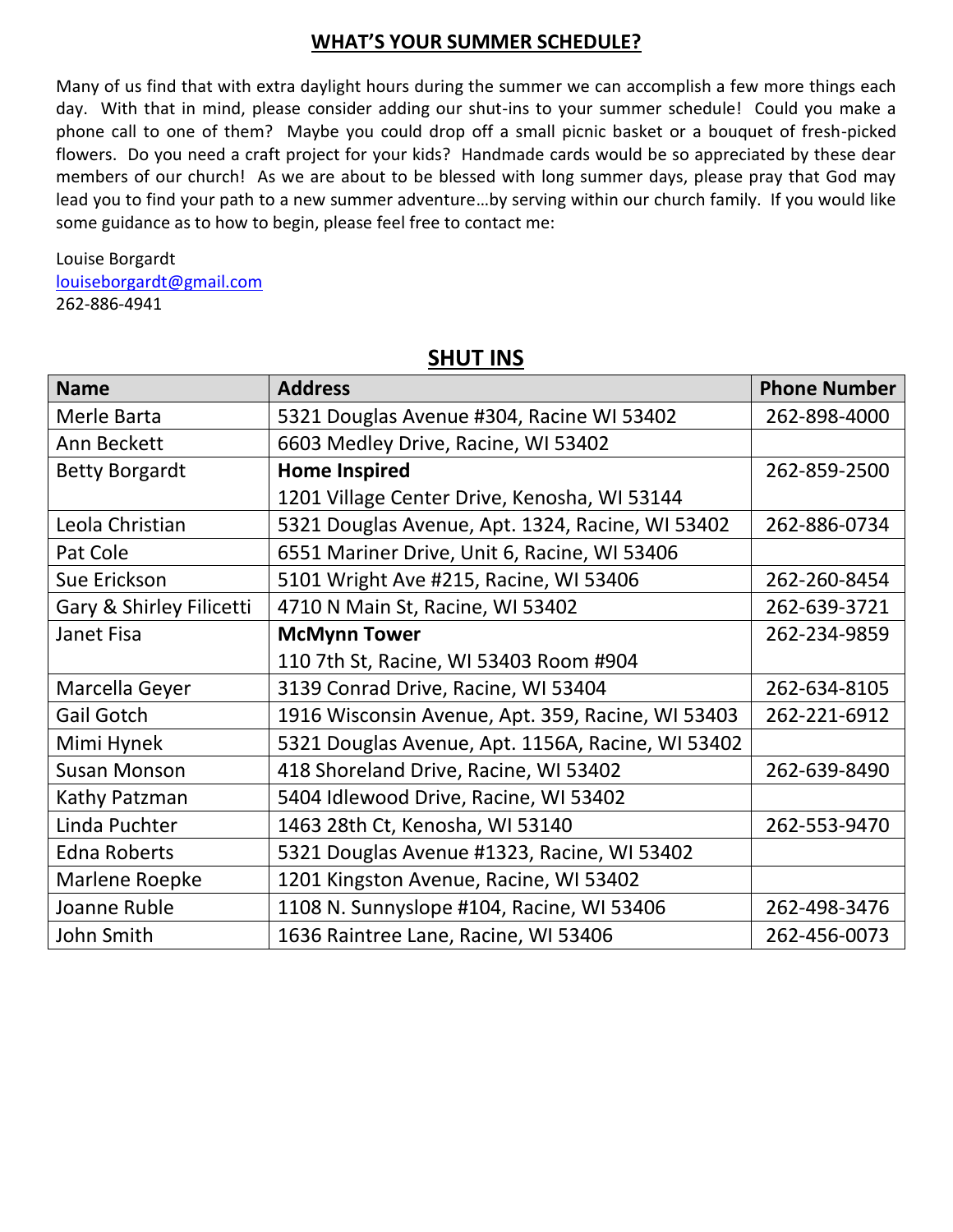## WHAT'S YOUR SUMMER SCHEDULE?

Many of us find that with extra daylight hours during the summer we can accomplish a few more things each day. With that in mind, please consider adding our shut-ins to your summer schedule! Could you make a phone call to one of them? Maybe you could drop off a small picnic basket or a bouquet of fresh-picked flowers. Do you need a craft project for your kids? Handmade cards would be so appreciated by these dear members of our church! As we are about to be blessed with long summer days, please pray that God may lead you to find your path to a new summer adventure…by serving within our church family. If you would like some guidance as to how to begin, please feel free to contact me:

Louise Borgardt
louiseborgardt@gmail.com
262-886-4941

## SHUT INS

| Name | Address | Phone Number |
|---|---|---|
| Merle Barta | 5321 Douglas Avenue #304, Racine WI 53402 | 262-898-4000 |
| Ann Beckett | 6603 Medley Drive, Racine, WI 53402 | |
| Betty Borgardt | **Home Inspired** 1201 Village Center Drive, Kenosha, WI 53144 | 262-859-2500 |
| Leola Christian | 5321 Douglas Avenue, Apt. 1324, Racine, WI 53402 | 262-886-0734 |
| Pat Cole | 6551 Mariner Drive, Unit 6, Racine, WI 53406 | |
| Sue Erickson | 5101 Wright Ave #215, Racine, WI 53406 | 262-260-8454 |
| Gary & Shirley Filicetti | 4710 N Main St, Racine, WI 53402 | 262-639-3721 |
| Janet Fisa | **McMynn Tower** 110 7th St, Racine, WI 53403 Room #904 | 262-234-9859 |
| Marcella Geyer | 3139 Conrad Drive, Racine, WI 53404 | 262-634-8105 |
| Gail Gotch | 1916 Wisconsin Avenue, Apt. 359, Racine, WI 53403 | 262-221-6912 |
| Mimi Hynek | 5321 Douglas Avenue, Apt. 1156A, Racine, WI 53402 | |
| Susan Monson | 418 Shoreland Drive, Racine, WI 53402 | 262-639-8490 |
| Kathy Patzman | 5404 Idlewood Drive, Racine, WI 53402 | |
| Linda Puchter | 1463 28th Ct, Kenosha, WI 53140 | 262-553-9470 |
| Edna Roberts | 5321 Douglas Avenue #1323, Racine, WI 53402 | |
| Marlene Roepke | 1201 Kingston Avenue, Racine, WI 53402 | |
| Joanne Ruble | 1108 N. Sunnyslope #104, Racine, WI 53406 | 262-498-3476 |
| John Smith | 1636 Raintree Lane, Racine, WI 53406 | 262-456-0073 |